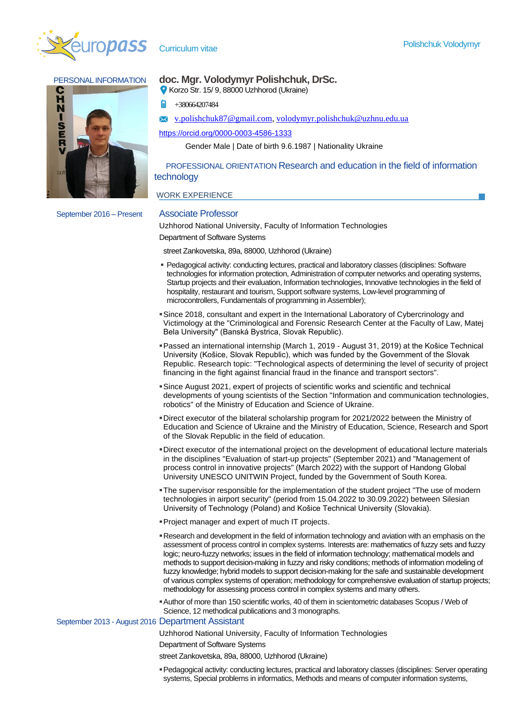europass Curriculum vitae

## PERSONAL INFORMATION

**doc. Mgr. Volodymyr Polishchuk, DrSc.**

Korzo Str. 15/ 9, 88000 Uzhhorod (Ukraine)

+380664207484

v.polishchuk87@gmail.com, volodymyr.polishchuk@uzhnu.edu.ua

https://orcid.org/0000-0003-4586-1333

Gender Male | Date of birth 9.6.1987 | Nationality Ukraine

PROFESSIONAL ORIENTATION Research and education in the field of information technology

## WORK EXPERIENCE

### September 2016 – Present — Associate Professor

Uzhhorod National University, Faculty of Information Technologies

Department of Software Systems

street Zankovetska, 89a, 88000, Uzhhorod (Ukraine)

- Pedagogical activity: conducting lectures, practical and laboratory classes (disciplines: Software technologies for information protection, Administration of computer networks and operating systems, Startup projects and their evaluation, Information technologies, Innovative technologies in the field of hospitality, restaurant and tourism, Support software systems, Low-level programming of microcontrollers, Fundamentals of programming in Assembler);
- Since 2018, consultant and expert in the International Laboratory of Cybercrinology and Victimology at the "Criminological and Forensic Research Center at the Faculty of Law, Matej Bela University" (Banská Bystrica, Slovak Republic).
- Passed an international internship (March 1, 2019 - August 31, 2019) at the Košice Technical University (Košice, Slovak Republic), which was funded by the Government of the Slovak Republic. Research topic: "Technological aspects of determining the level of security of project financing in the fight against financial fraud in the finance and transport sectors".
- Since August 2021, expert of projects of scientific works and scientific and technical developments of young scientists of the Section "Information and communication technologies, robotics" of the Ministry of Education and Science of Ukraine.
- Direct executor of the bilateral scholarship program for 2021/2022 between the Ministry of Education and Science of Ukraine and the Ministry of Education, Science, Research and Sport of the Slovak Republic in the field of education.
- Direct executor of the international project on the development of educational lecture materials in the disciplines "Evaluation of start-up projects" (September 2021) and "Management of process control in innovative projects" (March 2022) with the support of Handong Global University UNESCO UNITWIN Project, funded by the Government of South Korea.
- The supervisor responsible for the implementation of the student project "The use of modern technologies in airport security" (period from 15.04.2022 to 30.09.2022) between Silesian University of Technology (Poland) and Košice Technical University (Slovakia).
- Project manager and expert of much IT projects.
- Research and development in the field of information technology and aviation with an emphasis on the assessment of process control in complex systems. Interests are: mathematics of fuzzy sets and fuzzy logic; neuro-fuzzy networks; issues in the field of information technology; mathematical models and methods to support decision-making in fuzzy and risky conditions; methods of information modeling of fuzzy knowledge; hybrid models to support decision-making for the safe and sustainable development of various complex systems of operation; methodology for comprehensive evaluation of startup projects; methodology for assessing process control in complex systems and many others.
- Author of more than 150 scientific works, 40 of them in scientometric databases Scopus / Web of Science, 12 methodical publications and 3 monographs.

### September 2013 - August 2016 — Department Assistant

Uzhhorod National University, Faculty of Information Technologies

Department of Software Systems

street Zankovetska, 89a, 88000, Uzhhorod (Ukraine)

- Pedagogical activity: conducting lectures, practical and laboratory classes (disciplines: Server operating systems, Special problems in informatics, Methods and means of computer information systems,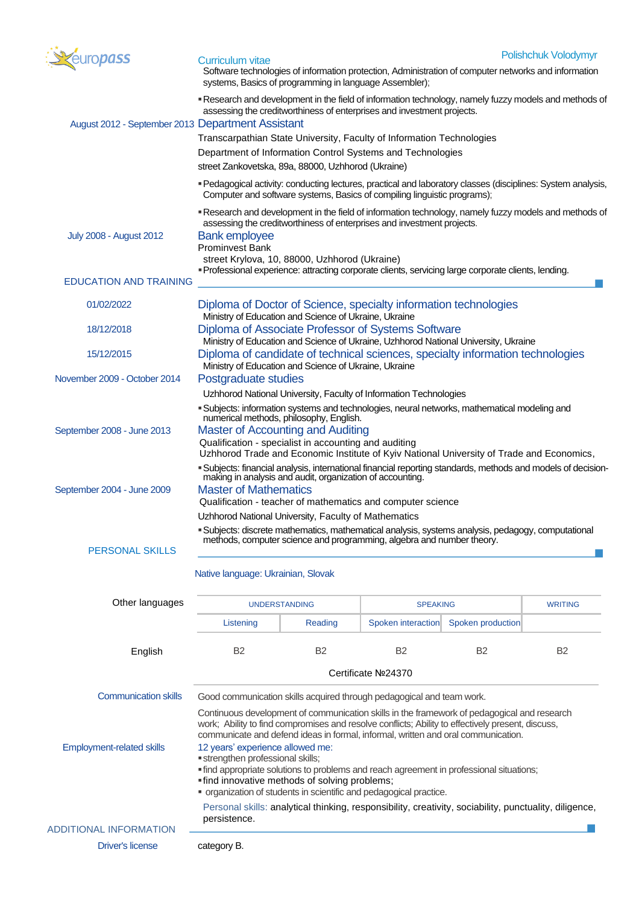Software technologies of information protection, Administration of computer networks and information systems, Basics of programming in language Assembler);

- Research and development in the field of information technology, namely fuzzy models and methods of assessing the creditworthiness of enterprises and investment projects.

August 2012 - September 2013 **Department Assistant**

Transcarpathian State University, Faculty of Information Technologies

Department of Information Control Systems and Technologies

street Zankovetska, 89a, 88000, Uzhhorod (Ukraine)

- Pedagogical activity: conducting lectures, practical and laboratory classes (disciplines: System analysis, Computer and software systems, Basics of compiling linguistic programs);
- Research and development in the field of information technology, namely fuzzy models and methods of assessing the creditworthiness of enterprises and investment projects.

July 2008 - August 2012 **Bank employee**

Prominvest Bank

street Krylova, 10, 88000, Uzhhorod (Ukraine)

- Professional experience: attracting corporate clients, servicing large corporate clients, lending.

## EDUCATION AND TRAINING

01/02/2022 **Diploma of Doctor of Science, specialty information technologies**

Ministry of Education and Science of Ukraine, Ukraine

18/12/2018 **Diploma of Associate Professor of Systems Software**

Ministry of Education and Science of Ukraine, Uzhhorod National University, Ukraine

15/12/2015 **Diploma of candidate of technical sciences, specialty information technologies**

Ministry of Education and Science of Ukraine, Ukraine

November 2009 - October 2014 **Postgraduate studies**

Uzhhorod National University, Faculty of Information Technologies

- Subjects: information systems and technologies, neural networks, mathematical modeling and numerical methods, philosophy, English.

September 2008 - June 2013 **Master of Accounting and Auditing**

Qualification - specialist in accounting and auditing

Uzhhorod Trade and Economic Institute of Kyiv National University of Trade and Economics,

- Subjects: financial analysis, international financial reporting standards, methods and models of decision-making in analysis and audit, organization of accounting.

September 2004 - June 2009 **Master of Mathematics**

Qualification - teacher of mathematics and computer science

Uzhhorod National University, Faculty of Mathematics

- Subjects: discrete mathematics, mathematical analysis, systems analysis, pedagogy, computational methods, computer science and programming, algebra and number theory.

## PERSONAL SKILLS

Native language: Ukrainian, Slovak

Other languages

| | UNDERSTANDING | | SPEAKING | | WRITING |
|---|---|---|---|---|---|
| | Listening | Reading | Spoken interaction | Spoken production | |
| English | B2 | B2 | B2 | B2 | B2 |
| | Certificate №24370 | | | | |

**Communication skills**

Good communication skills acquired through pedagogical and team work.

Continuous development of communication skills in the framework of pedagogical and research work; Ability to find compromises and resolve conflicts; Ability to effectively present, discuss, communicate and defend ideas in formal, informal, written and oral communication.

**Employment-related skills**

12 years' experience allowed me:

- strengthen professional skills;
- find appropriate solutions to problems and reach agreement in professional situations;
- find innovative methods of solving problems;
- organization of students in scientific and pedagogical practice.

Personal skills: analytical thinking, responsibility, creativity, sociability, punctuality, diligence, persistence.

## ADDITIONAL INFORMATION

**Driver's license** category B.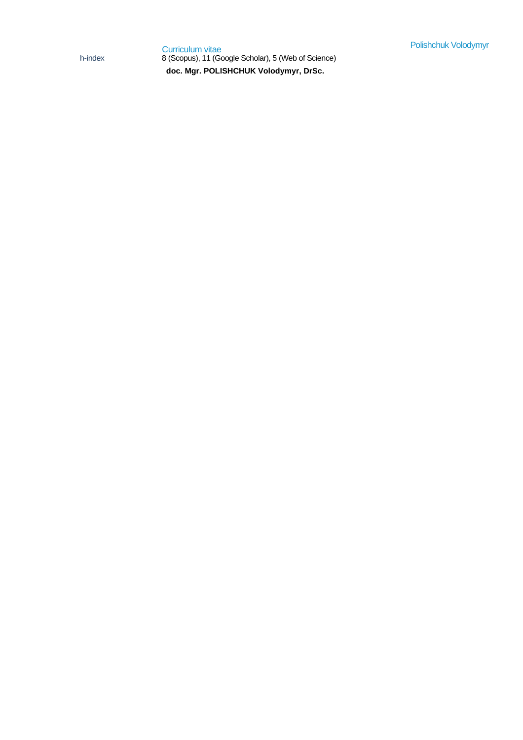| | |
|---|---|
| h-index | 8 (Scopus), 11 (Google Scholar), 5 (Web of Science) |

**doc. Mgr. POLISHCHUK Volodymyr, DrSc.**